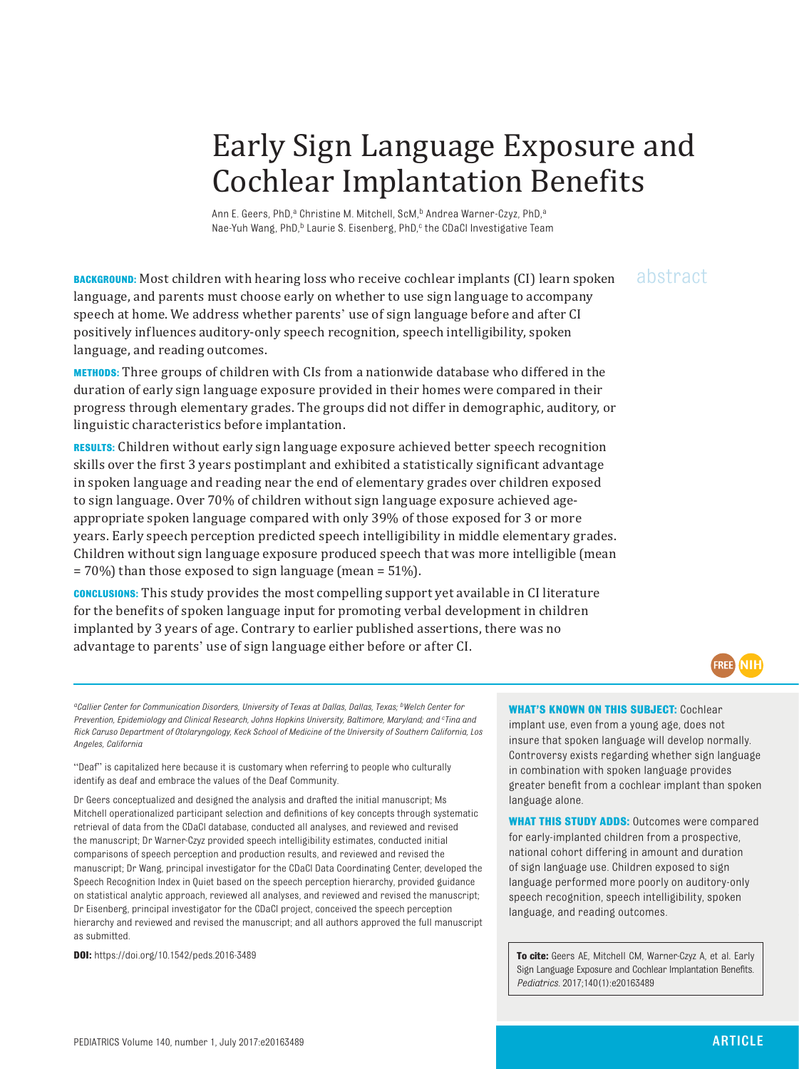# Early Sign Language Exposure and Cochlear Implantation Benefits

Ann E. Geers, PhD,[a] Christine M. Mitchell, ScM,[b] Andrea Warner-Czyz, PhD,[a] Nae-Yuh Wang, PhD,[b] Laurie S. Eisenberg, PhD,[c] the CDaCI Investigative Team

## abstract

**BACKGROUND:** Most children with hearing loss who receive cochlear implants (CI) learn spoken language, and parents must choose early on whether to use sign language to accompany speech at home. We address whether parents' use of sign language before and after CI positively influences auditory-only speech recognition, speech intelligibility, spoken language, and reading outcomes.

**METHODS:** Three groups of children with CIs from a nationwide database who differed in the duration of early sign language exposure provided in their homes were compared in their progress through elementary grades. The groups did not differ in demographic, auditory, or linguistic characteristics before implantation.

**RESULTS:** Children without early sign language exposure achieved better speech recognition skills over the first 3 years postimplant and exhibited a statistically significant advantage in spoken language and reading near the end of elementary grades over children exposed to sign language. Over 70% of children without sign language exposure achieved age-appropriate spoken language compared with only 39% of those exposed for 3 or more years. Early speech perception predicted speech intelligibility in middle elementary grades. Children without sign language exposure produced speech that was more intelligible (mean = 70%) than those exposed to sign language (mean = 51%).

**CONCLUSIONS:** This study provides the most compelling support yet available in CI literature for the benefits of spoken language input for promoting verbal development in children implanted by 3 years of age. Contrary to earlier published assertions, there was no advantage to parents' use of sign language either before or after CI.

FREE NIH

[a]*Callier Center for Communication Disorders, University of Texas at Dallas, Dallas, Texas;* [b]*Welch Center for Prevention, Epidemiology and Clinical Research, Johns Hopkins University, Baltimore, Maryland; and* [c]*Tina and Rick Caruso Department of Otolaryngology, Keck School of Medicine of the University of Southern California, Los Angeles, California*

"Deaf" is capitalized here because it is customary when referring to people who culturally identify as deaf and embrace the values of the Deaf Community.

Dr Geers conceptualized and designed the analysis and drafted the initial manuscript; Ms Mitchell operationalized participant selection and definitions of key concepts through systematic retrieval of data from the CDaCI database, conducted all analyses, and reviewed and revised the manuscript; Dr Warner-Czyz provided speech intelligibility estimates, conducted initial comparisons of speech perception and production results, and reviewed and revised the manuscript; Dr Wang, principal investigator for the CDaCI Data Coordinating Center, developed the Speech Recognition Index in Quiet based on the speech perception hierarchy, provided guidance on statistical analytic approach, reviewed all analyses, and reviewed and revised the manuscript; Dr Eisenberg, principal investigator for the CDaCI project, conceived the speech perception hierarchy and reviewed and revised the manuscript; and all authors approved the full manuscript as submitted.

**DOI:** https://doi.org/10.1542/peds.2016-3489

**WHAT'S KNOWN ON THIS SUBJECT:** Cochlear implant use, even from a young age, does not insure that spoken language will develop normally. Controversy exists regarding whether sign language in combination with spoken language provides greater benefit from a cochlear implant than spoken language alone.

**WHAT THIS STUDY ADDS:** Outcomes were compared for early-implanted children from a prospective, national cohort differing in amount and duration of sign language use. Children exposed to sign language performed more poorly on auditory-only speech recognition, speech intelligibility, spoken language, and reading outcomes.

**To cite:** Geers AE, Mitchell CM, Warner-Czyz A, et al. Early Sign Language Exposure and Cochlear Implantation Benefits. *Pediatrics.* 2017;140(1):e20163489

ARTICLE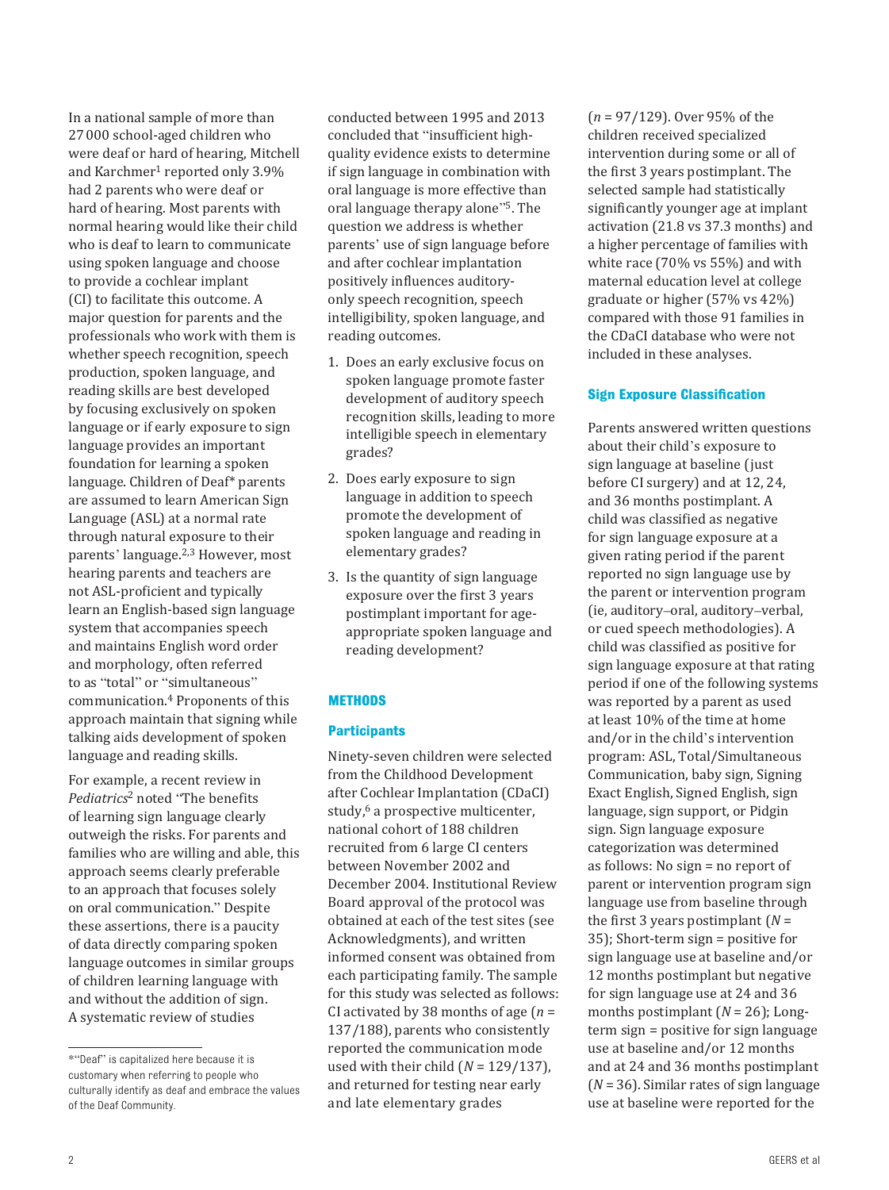In a national sample of more than 27 000 school-aged children who were deaf or hard of hearing, Mitchell and Karchmer[1] reported only 3.9% had 2 parents who were deaf or hard of hearing. Most parents with normal hearing would like their child who is deaf to learn to communicate using spoken language and choose to provide a cochlear implant (CI) to facilitate this outcome. A major question for parents and the professionals who work with them is whether speech recognition, speech production, spoken language, and reading skills are best developed by focusing exclusively on spoken language or if early exposure to sign language provides an important foundation for learning a spoken language. Children of Deaf* parents are assumed to learn American Sign Language (ASL) at a normal rate through natural exposure to their parents' language.[2,3] However, most hearing parents and teachers are not ASL-proficient and typically learn an English-based sign language system that accompanies speech and maintains English word order and morphology, often referred to as "total" or "simultaneous" communication.[4] Proponents of this approach maintain that signing while talking aids development of spoken language and reading skills.

For example, a recent review in *Pediatrics*[2] noted "The benefits of learning sign language clearly outweigh the risks. For parents and families who are willing and able, this approach seems clearly preferable to an approach that focuses solely on oral communication." Despite these assertions, there is a paucity of data directly comparing spoken language outcomes in similar groups of children learning language with and without the addition of sign. A systematic review of studies conducted between 1995 and 2013 concluded that "insufficient high-quality evidence exists to determine if sign language in combination with oral language is more effective than oral language therapy alone"[5]. The question we address is whether parents' use of sign language before and after cochlear implantation positively influences auditory-only speech recognition, speech intelligibility, spoken language, and reading outcomes.

1. Does an early exclusive focus on spoken language promote faster development of auditory speech recognition skills, leading to more intelligible speech in elementary grades?
2. Does early exposure to sign language in addition to speech promote the development of spoken language and reading in elementary grades?
3. Is the quantity of sign language exposure over the first 3 years postimplant important for age-appropriate spoken language and reading development?

## METHODS

### Participants

Ninety-seven children were selected from the Childhood Development after Cochlear Implantation (CDaCI) study,[6] a prospective multicenter, national cohort of 188 children recruited from 6 large CI centers between November 2002 and December 2004. Institutional Review Board approval of the protocol was obtained at each of the test sites (see Acknowledgments), and written informed consent was obtained from each participating family. The sample for this study was selected as follows: CI activated by 38 months of age ($n$ = 137/188), parents who consistently reported the communication mode used with their child ($N$ = 129/137), and returned for testing near early and late elementary grades ($n$ = 97/129). Over 95% of the children received specialized intervention during some or all of the first 3 years postimplant. The selected sample had statistically significantly younger age at implant activation (21.8 vs 37.3 months) and a higher percentage of families with white race (70% vs 55%) and with maternal education level at college graduate or higher (57% vs 42%) compared with those 91 families in the CDaCI database who were not included in these analyses.

### Sign Exposure Classification

Parents answered written questions about their child's exposure to sign language at baseline (just before CI surgery) and at 12, 24, and 36 months postimplant. A child was classified as negative for sign language exposure at a given rating period if the parent reported no sign language use by the parent or intervention program (ie, auditory–oral, auditory–verbal, or cued speech methodologies). A child was classified as positive for sign language exposure at that rating period if one of the following systems was reported by a parent as used at least 10% of the time at home and/or in the child's intervention program: ASL, Total/Simultaneous Communication, baby sign, Signing Exact English, Signed English, sign language, sign support, or Pidgin sign. Sign language exposure categorization was determined as follows: No sign = no report of parent or intervention program sign language use from baseline through the first 3 years postimplant ($N$ = 35); Short-term sign = positive for sign language use at baseline and/or 12 months postimplant but negative for sign language use at 24 and 36 months postimplant ($N$ = 26); Long-term sign = positive for sign language use at baseline and/or 12 months and at 24 and 36 months postimplant ($N$ = 36). Similar rates of sign language use at baseline were reported for the

*"Deaf" is capitalized here because it is customary when referring to people who culturally identify as deaf and embrace the values of the Deaf Community.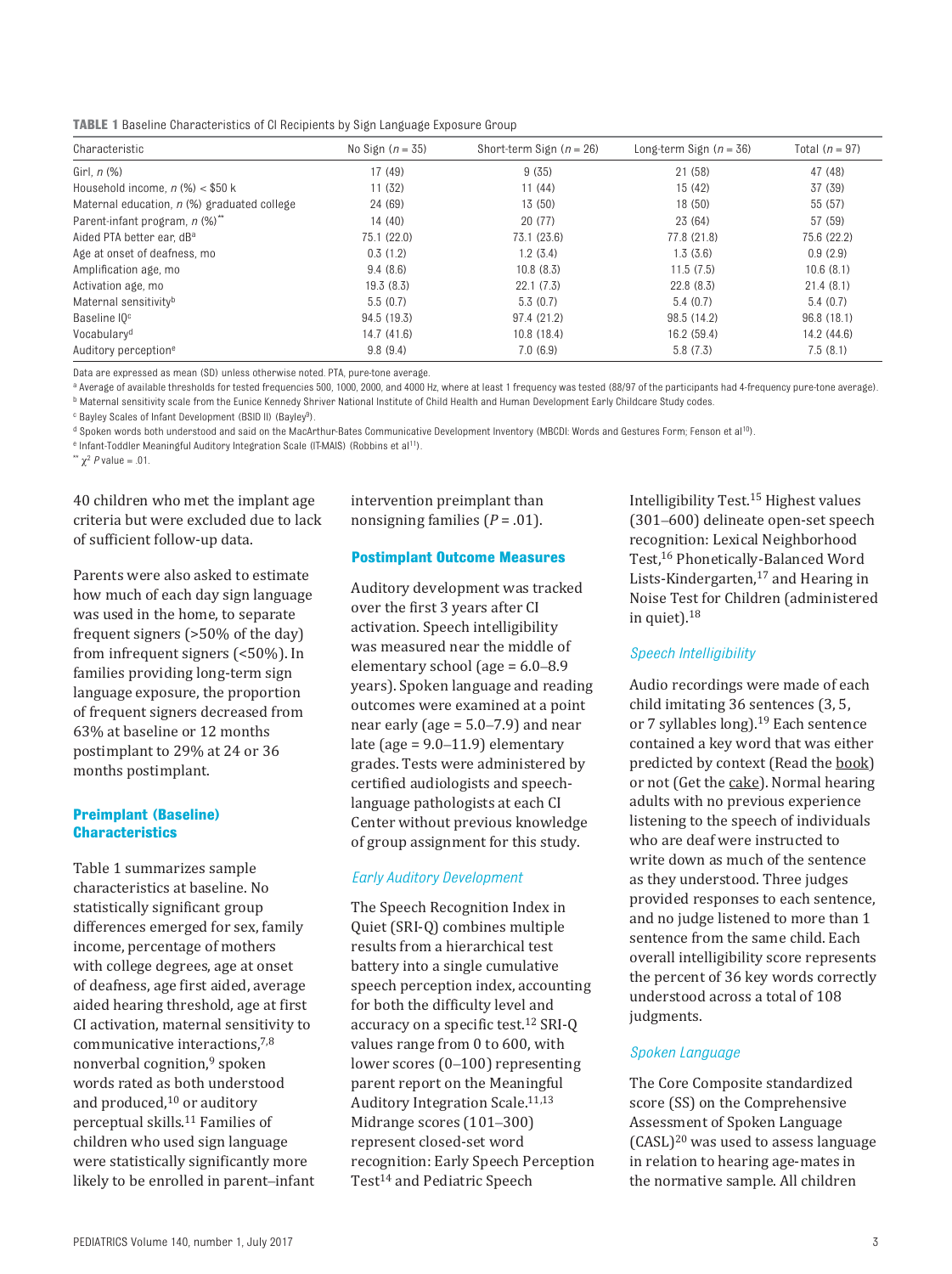**TABLE 1** Baseline Characteristics of CI Recipients by Sign Language Exposure Group

| Characteristic | No Sign ($n$ = 35) | Short-term Sign ($n$ = 26) | Long-term Sign ($n$ = 36) | Total ($n$ = 97) |
|---|---|---|---|---|
| Girl, $n$ (%) | 17 (49) | 9 (35) | 21 (58) | 47 (48) |
| Household income, $n$ (%) < \$50 k | 11 (32) | 11 (44) | 15 (42) | 37 (39) |
| Maternal education, $n$ (%) graduated college | 24 (69) | 13 (50) | 18 (50) | 55 (57) |
| Parent-infant program, $n$ (%)** | 14 (40) | 20 (77) | 23 (64) | 57 (59) |
| Aided PTA better ear, dB[a] | 75.1 (22.0) | 73.1 (23.6) | 77.8 (21.8) | 75.6 (22.2) |
| Age at onset of deafness, mo | 0.3 (1.2) | 1.2 (3.4) | 1.3 (3.6) | 0.9 (2.9) |
| Amplification age, mo | 9.4 (8.6) | 10.8 (8.3) | 11.5 (7.5) | 10.6 (8.1) |
| Activation age, mo | 19.3 (8.3) | 22.1 (7.3) | 22.8 (8.3) | 21.4 (8.1) |
| Maternal sensitivity[b] | 5.5 (0.7) | 5.3 (0.7) | 5.4 (0.7) | 5.4 (0.7) |
| Baseline IQ[c] | 94.5 (19.3) | 97.4 (21.2) | 98.5 (14.2) | 96.8 (18.1) |
| Vocabulary[d] | 14.7 (41.6) | 10.8 (18.4) | 16.2 (59.4) | 14.2 (44.6) |
| Auditory perception[e] | 9.8 (9.4) | 7.0 (6.9) | 5.8 (7.3) | 7.5 (8.1) |

Data are expressed as mean (SD) unless otherwise noted. PTA, pure-tone average.

[a] Average of available thresholds for tested frequencies 500, 1000, 2000, and 4000 Hz, where at least 1 frequency was tested (88/97 of the participants had 4-frequency pure-tone average).

[b] Maternal sensitivity scale from the Eunice Kennedy Shriver National Institute of Child Health and Human Development Early Childcare Study codes.

[c] Bayley Scales of Infant Development (BSID II) (Bayley[9]).

[d] Spoken words both understood and said on the MacArthur-Bates Communicative Development Inventory (MBCDI: Words and Gestures Form; Fenson et al[10]).

[e] Infant-Toddler Meaningful Auditory Integration Scale (IT-MAIS) (Robbins et al[11]).

** $\chi^2$ $P$ value = .01.

40 children who met the implant age criteria but were excluded due to lack of sufficient follow-up data.

Parents were also asked to estimate how much of each day sign language was used in the home, to separate frequent signers (>50% of the day) from infrequent signers (<50%). In families providing long-term sign language exposure, the proportion of frequent signers decreased from 63% at baseline or 12 months postimplant to 29% at 24 or 36 months postimplant.

## Preimplant (Baseline) Characteristics

Table 1 summarizes sample characteristics at baseline. No statistically significant group differences emerged for sex, family income, percentage of mothers with college degrees, age at onset of deafness, age first aided, average aided hearing threshold, age at first CI activation, maternal sensitivity to communicative interactions,[7,8] nonverbal cognition,[9] spoken words rated as both understood and produced,[10] or auditory perceptual skills.[11] Families of children who used sign language were statistically significantly more likely to be enrolled in parent–infant intervention preimplant than nonsigning families ($P$ = .01).

## Postimplant Outcome Measures

Auditory development was tracked over the first 3 years after CI activation. Speech intelligibility was measured near the middle of elementary school (age = 6.0–8.9 years). Spoken language and reading outcomes were examined at a point near early (age = 5.0–7.9) and near late (age = 9.0–11.9) elementary grades. Tests were administered by certified audiologists and speech-language pathologists at each CI Center without previous knowledge of group assignment for this study.

### *Early Auditory Development*

The Speech Recognition Index in Quiet (SRI-Q) combines multiple results from a hierarchical test battery into a single cumulative speech perception index, accounting for both the difficulty level and accuracy on a specific test.[12] SRI-Q values range from 0 to 600, with lower scores (0–100) representing parent report on the Meaningful Auditory Integration Scale.[11,13] Midrange scores (101–300) represent closed-set word recognition: Early Speech Perception Test[14] and Pediatric Speech Intelligibility Test.[15] Highest values (301–600) delineate open-set speech recognition: Lexical Neighborhood Test,[16] Phonetically-Balanced Word Lists-Kindergarten,[17] and Hearing in Noise Test for Children (administered in quiet).[18]

### *Speech Intelligibility*

Audio recordings were made of each child imitating 36 sentences (3, 5, or 7 syllables long).[19] Each sentence contained a key word that was either predicted by context (Read the book) or not (Get the cake). Normal hearing adults with no previous experience listening to the speech of individuals who are deaf were instructed to write down as much of the sentence as they understood. Three judges provided responses to each sentence, and no judge listened to more than 1 sentence from the same child. Each overall intelligibility score represents the percent of 36 key words correctly understood across a total of 108 judgments.

### *Spoken Language*

The Core Composite standardized score (SS) on the Comprehensive Assessment of Spoken Language (CASL)[20] was used to assess language in relation to hearing age-mates in the normative sample. All children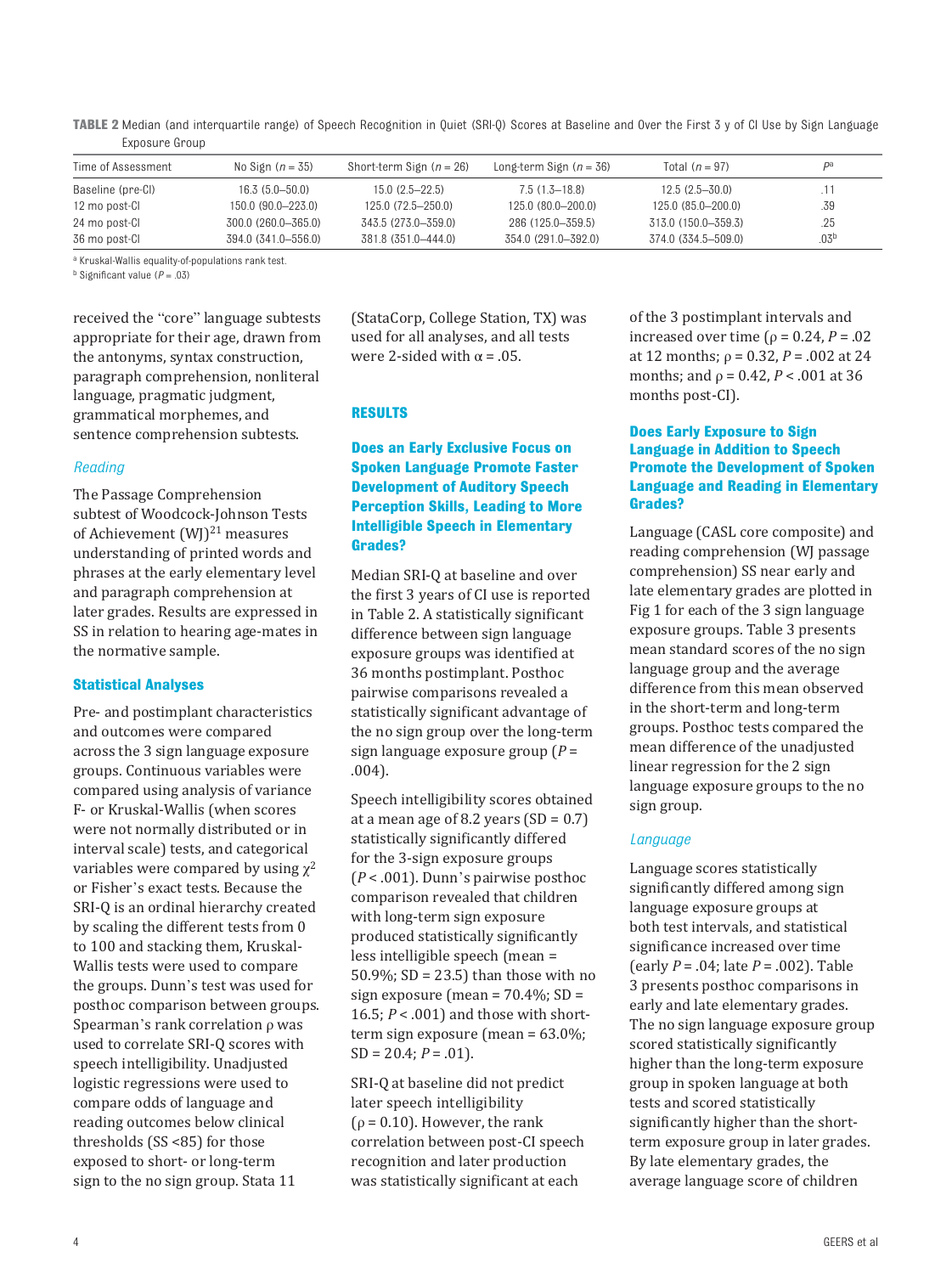**TABLE 2** Median (and interquartile range) of Speech Recognition in Quiet (SRI-Q) Scores at Baseline and Over the First 3 y of CI Use by Sign Language Exposure Group

| Time of Assessment | No Sign ($n$ = 35) | Short-term Sign ($n$ = 26) | Long-term Sign ($n$ = 36) | Total ($n$ = 97) | $P$[a] |
|---|---|---|---|---|---|
| Baseline (pre-CI) | 16.3 (5.0–50.0) | 15.0 (2.5–22.5) | 7.5 (1.3–18.8) | 12.5 (2.5–30.0) | .11 |
| 12 mo post-CI | 150.0 (90.0–223.0) | 125.0 (72.5–250.0) | 125.0 (80.0–200.0) | 125.0 (85.0–200.0) | .39 |
| 24 mo post-CI | 300.0 (260.0–365.0) | 343.5 (273.0–359.0) | 286 (125.0–359.5) | 313.0 (150.0–359.3) | .25 |
| 36 mo post-CI | 394.0 (341.0–556.0) | 381.8 (351.0–444.0) | 354.0 (291.0–392.0) | 374.0 (334.5–509.0) | .03[b] |

[a] Kruskal-Wallis equality-of-populations rank test.
[b] Significant value ($P$ = .03)

received the "core" language subtests appropriate for their age, drawn from the antonyms, syntax construction, paragraph comprehension, nonliteral language, pragmatic judgment, grammatical morphemes, and sentence comprehension subtests.

*Reading*

The Passage Comprehension subtest of Woodcock-Johnson Tests of Achievement (WJ)[21] measures understanding of printed words and phrases at the early elementary level and paragraph comprehension at later grades. Results are expressed in SS in relation to hearing age-mates in the normative sample.

### Statistical Analyses

Pre- and postimplant characteristics and outcomes were compared across the 3 sign language exposure groups. Continuous variables were compared using analysis of variance F- or Kruskal-Wallis (when scores were not normally distributed or in interval scale) tests, and categorical variables were compared by using $\chi^2$ or Fisher's exact tests. Because the SRI-Q is an ordinal hierarchy created by scaling the different tests from 0 to 100 and stacking them, Kruskal-Wallis tests were used to compare the groups. Dunn's test was used for posthoc comparison between groups. Spearman's rank correlation ρ was used to correlate SRI-Q scores with speech intelligibility. Unadjusted logistic regressions were used to compare odds of language and reading outcomes below clinical thresholds (SS <85) for those exposed to short- or long-term sign to the no sign group. Stata 11 (StataCorp, College Station, TX) was used for all analyses, and all tests were 2-sided with α = .05.

## RESULTS

### Does an Early Exclusive Focus on Spoken Language Promote Faster Development of Auditory Speech Perception Skills, Leading to More Intelligible Speech in Elementary Grades?

Median SRI-Q at baseline and over the first 3 years of CI use is reported in Table 2. A statistically significant difference between sign language exposure groups was identified at 36 months postimplant. Posthoc pairwise comparisons revealed a statistically significant advantage of the no sign group over the long-term sign language exposure group ($P$ = .004).

Speech intelligibility scores obtained at a mean age of 8.2 years (SD = 0.7) statistically significantly differed for the 3-sign exposure groups ($P$ < .001). Dunn's pairwise posthoc comparison revealed that children with long-term sign exposure produced statistically significantly less intelligible speech (mean = 50.9%; SD = 23.5) than those with no sign exposure (mean = 70.4%; SD = 16.5; $P$ < .001) and those with short-term sign exposure (mean = 63.0%; SD = 20.4; $P$ = .01).

SRI-Q at baseline did not predict later speech intelligibility (ρ = 0.10). However, the rank correlation between post-CI speech recognition and later production was statistically significant at each of the 3 postimplant intervals and increased over time (ρ = 0.24, $P$ = .02 at 12 months; ρ = 0.32, $P$ = .002 at 24 months; and ρ = 0.42, $P$ < .001 at 36 months post-CI).

### Does Early Exposure to Sign Language in Addition to Speech Promote the Development of Spoken Language and Reading in Elementary Grades?

Language (CASL core composite) and reading comprehension (WJ passage comprehension) SS near early and late elementary grades are plotted in Fig 1 for each of the 3 sign language exposure groups. Table 3 presents mean standard scores of the no sign language group and the average difference from this mean observed in the short-term and long-term groups. Posthoc tests compared the mean difference of the unadjusted linear regression for the 2 sign language exposure groups to the no sign group.

*Language*

Language scores statistically significantly differed among sign language exposure groups at both test intervals, and statistical significance increased over time (early $P$ = .04; late $P$ = .002). Table 3 presents posthoc comparisons in early and late elementary grades. The no sign language exposure group scored statistically significantly higher than the long-term exposure group in spoken language at both tests and scored statistically significantly higher than the short-term exposure group in later grades. By late elementary grades, the average language score of children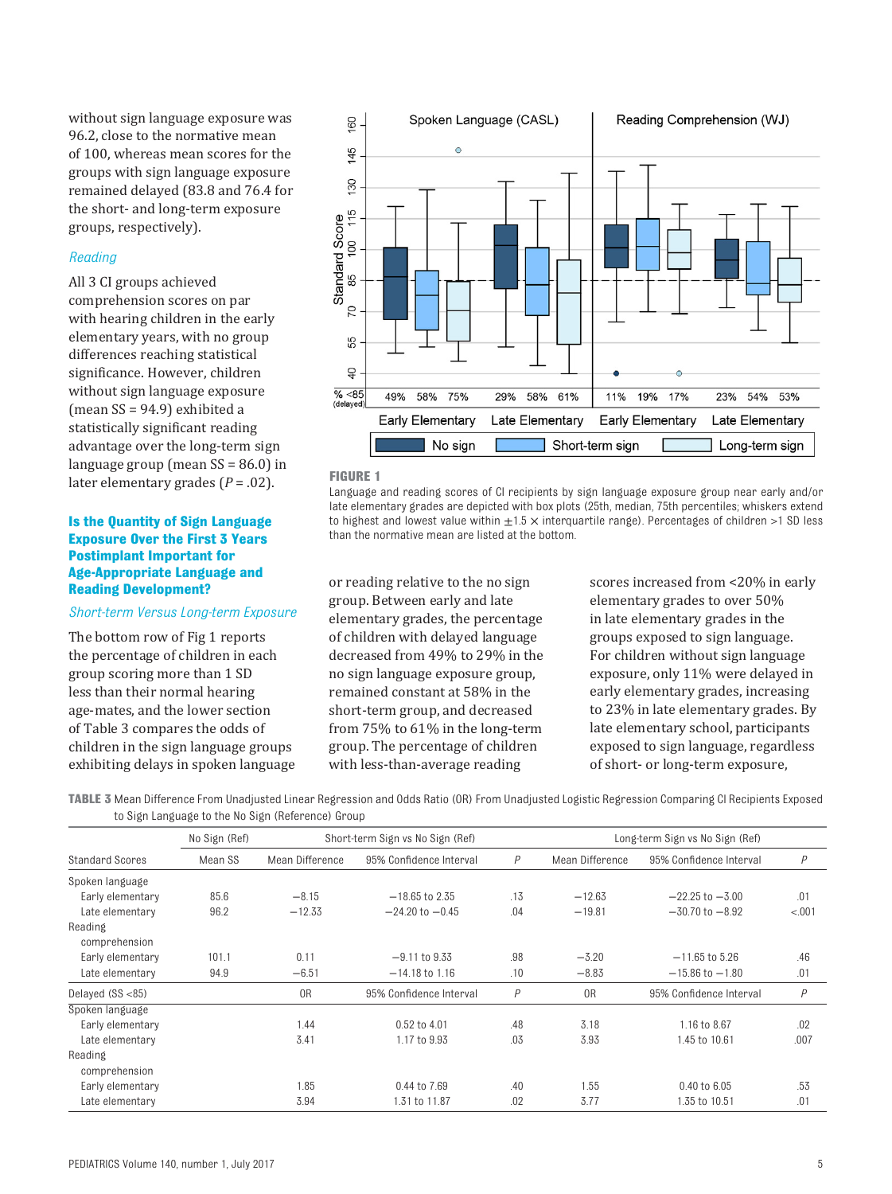without sign language exposure was 96.2, close to the normative mean of 100, whereas mean scores for the groups with sign language exposure remained delayed (83.8 and 76.4 for the short- and long-term exposure groups, respectively).

### *Reading*

All 3 CI groups achieved comprehension scores on par with hearing children in the early elementary years, with no group differences reaching statistical significance. However, children without sign language exposure (mean SS = 94.9) exhibited a statistically significant reading advantage over the long-term sign language group (mean SS = 86.0) in later elementary grades ($P = .02$).

## Is the Quantity of Sign Language Exposure Over the First 3 Years Postimplant Important for Age-Appropriate Language and Reading Development?

### *Short-term Versus Long-term Exposure*

The bottom row of Fig 1 reports the percentage of children in each group scoring more than 1 SD less than their normal hearing age-mates, and the lower section of Table 3 compares the odds of children in the sign language groups exhibiting delays in spoken language or reading relative to the no sign group. Between early and late elementary grades, the percentage of children with delayed language decreased from 49% to 29% in the no sign language exposure group, remained constant at 58% in the short-term group, and decreased from 75% to 61% in the long-term group. The percentage of children with less-than-average reading scores increased from <20% in early elementary grades to over 50% in late elementary grades in the groups exposed to sign language. For children without sign language exposure, only 11% were delayed in early elementary grades, increasing to 23% in late elementary grades. By late elementary school, participants exposed to sign language, regardless of short- or long-term exposure,

**FIGURE 1**

Language and reading scores of CI recipients by sign language exposure group near early and/or late elementary grades are depicted with box plots (25th, median, 75th percentiles; whiskers extend to highest and lowest value within ±1.5 × interquartile range). Percentages of children >1 SD less than the normative mean are listed at the bottom.

**TABLE 3** Mean Difference From Unadjusted Linear Regression and Odds Ratio (OR) From Unadjusted Logistic Regression Comparing CI Recipients Exposed to Sign Language to the No Sign (Reference) Group

| | No Sign (Ref) | Short-term Sign vs No Sign (Ref) | | | Long-term Sign vs No Sign (Ref) | | |
|---|---|---|---|---|---|---|---|
| Standard Scores | Mean SS | Mean Difference | 95% Confidence Interval | $P$ | Mean Difference | 95% Confidence Interval | $P$ |
| Spoken language | | | | | | | |
| Early elementary | 85.6 | −8.15 | −18.65 to 2.35 | .13 | −12.63 | −22.25 to −3.00 | .01 |
| Late elementary | 96.2 | −12.33 | −24.20 to −0.45 | .04 | −19.81 | −30.70 to −8.92 | <.001 |
| Reading comprehension | | | | | | | |
| Early elementary | 101.1 | 0.11 | −9.11 to 9.33 | .98 | −3.20 | −11.65 to 5.26 | .46 |
| Late elementary | 94.9 | −6.51 | −14.18 to 1.16 | .10 | −8.83 | −15.86 to −1.80 | .01 |
| Delayed (SS <85) | | OR | 95% Confidence Interval | $P$ | OR | 95% Confidence Interval | $P$ |
| Spoken language | | | | | | | |
| Early elementary | | 1.44 | 0.52 to 4.01 | .48 | 3.18 | 1.16 to 8.67 | .02 |
| Late elementary | | 3.41 | 1.17 to 9.93 | .03 | 3.93 | 1.45 to 10.61 | .007 |
| Reading comprehension | | | | | | | |
| Early elementary | | 1.85 | 0.44 to 7.69 | .40 | 1.55 | 0.40 to 6.05 | .53 |
| Late elementary | | 3.94 | 1.31 to 11.87 | .02 | 3.77 | 1.35 to 10.51 | .01 |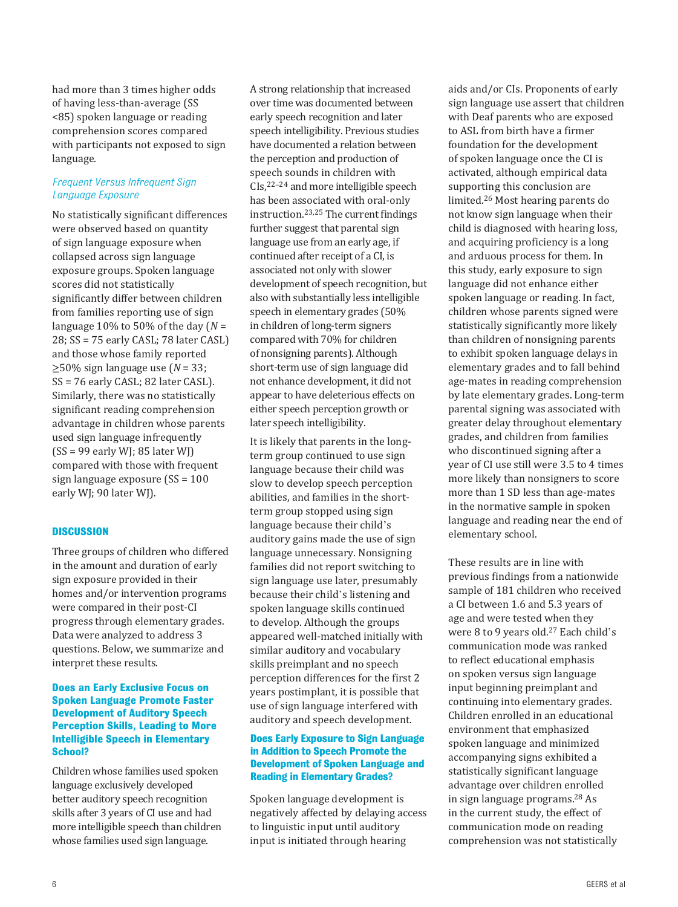had more than 3 times higher odds of having less-than-average (SS <85) spoken language or reading comprehension scores compared with participants not exposed to sign language.

### *Frequent Versus Infrequent Sign Language Exposure*

No statistically significant differences were observed based on quantity of sign language exposure when collapsed across sign language exposure groups. Spoken language scores did not statistically significantly differ between children from families reporting use of sign language 10% to 50% of the day (*N* = 28; SS = 75 early CASL; 78 later CASL) and those whose family reported ≥50% sign language use (*N* = 33; SS = 76 early CASL; 82 later CASL). Similarly, there was no statistically significant reading comprehension advantage in children whose parents used sign language infrequently (SS = 99 early WJ; 85 later WJ) compared with those with frequent sign language exposure (SS = 100 early WJ; 90 later WJ).

## DISCUSSION

Three groups of children who differed in the amount and duration of early sign exposure provided in their homes and/or intervention programs were compared in their post-CI progress through elementary grades. Data were analyzed to address 3 questions. Below, we summarize and interpret these results.

### Does an Early Exclusive Focus on Spoken Language Promote Faster Development of Auditory Speech Perception Skills, Leading to More Intelligible Speech in Elementary School?

Children whose families used spoken language exclusively developed better auditory speech recognition skills after 3 years of CI use and had more intelligible speech than children whose families used sign language. A strong relationship that increased over time was documented between early speech recognition and later speech intelligibility. Previous studies have documented a relation between the perception and production of speech sounds in children with CIs,[22–24] and more intelligible speech has been associated with oral-only instruction.[23,25] The current findings further suggest that parental sign language use from an early age, if continued after receipt of a CI, is associated not only with slower development of speech recognition, but also with substantially less intelligible speech in elementary grades (50% in children of long-term signers compared with 70% for children of nonsigning parents). Although short-term use of sign language did not enhance development, it did not appear to have deleterious effects on either speech perception growth or later speech intelligibility.

It is likely that parents in the long-term group continued to use sign language because their child was slow to develop speech perception abilities, and families in the short-term group stopped using sign language because their child's auditory gains made the use of sign language unnecessary. Nonsigning families did not report switching to sign language use later, presumably because their child's listening and spoken language skills continued to develop. Although the groups appeared well-matched initially with similar auditory and vocabulary skills preimplant and no speech perception differences for the first 2 years postimplant, it is possible that use of sign language interfered with auditory and speech development.

### Does Early Exposure to Sign Language in Addition to Speech Promote the Development of Spoken Language and Reading in Elementary Grades?

Spoken language development is negatively affected by delaying access to linguistic input until auditory input is initiated through hearing aids and/or CIs. Proponents of early sign language use assert that children with Deaf parents who are exposed to ASL from birth have a firmer foundation for the development of spoken language once the CI is activated, although empirical data supporting this conclusion are limited.[26] Most hearing parents do not know sign language when their child is diagnosed with hearing loss, and acquiring proficiency is a long and arduous process for them. In this study, early exposure to sign language did not enhance either spoken language or reading. In fact, children whose parents signed were statistically significantly more likely than children of nonsigning parents to exhibit spoken language delays in elementary grades and to fall behind age-mates in reading comprehension by late elementary grades. Long-term parental signing was associated with greater delay throughout elementary grades, and children from families who discontinued signing after a year of CI use still were 3.5 to 4 times more likely than nonsigners to score more than 1 SD less than age-mates in the normative sample in spoken language and reading near the end of elementary school.

These results are in line with previous findings from a nationwide sample of 181 children who received a CI between 1.6 and 5.3 years of age and were tested when they were 8 to 9 years old.[27] Each child's communication mode was ranked to reflect educational emphasis on spoken versus sign language input beginning preimplant and continuing into elementary grades. Children enrolled in an educational environment that emphasized spoken language and minimized accompanying signs exhibited a statistically significant language advantage over children enrolled in sign language programs.[28] As in the current study, the effect of communication mode on reading comprehension was not statistically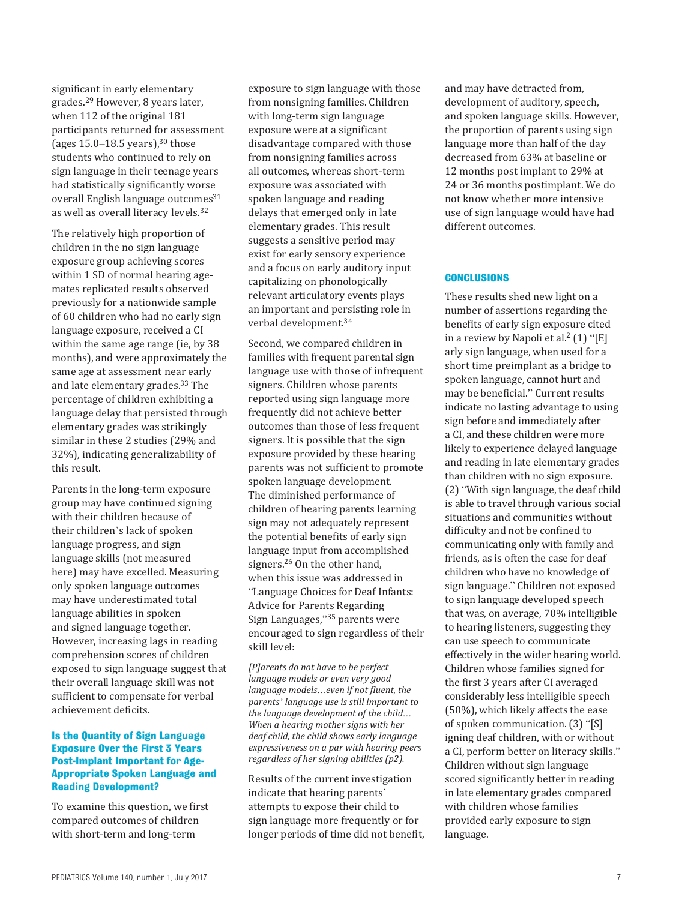significant in early elementary grades.[29] However, 8 years later, when 112 of the original 181 participants returned for assessment (ages 15.0–18.5 years),[30] those students who continued to rely on sign language in their teenage years had statistically significantly worse overall English language outcomes[31] as well as overall literacy levels.[32]

The relatively high proportion of children in the no sign language exposure group achieving scores within 1 SD of normal hearing age-mates replicated results observed previously for a nationwide sample of 60 children who had no early sign language exposure, received a CI within the same age range (ie, by 38 months), and were approximately the same age at assessment near early and late elementary grades.[33] The percentage of children exhibiting a language delay that persisted through elementary grades was strikingly similar in these 2 studies (29% and 32%), indicating generalizability of this result.

Parents in the long-term exposure group may have continued signing with their children because of their children's lack of spoken language progress, and sign language skills (not measured here) may have excelled. Measuring only spoken language outcomes may have underestimated total language abilities in spoken and signed language together. However, increasing lags in reading comprehension scores of children exposed to sign language suggest that their overall language skill was not sufficient to compensate for verbal achievement deficits.

### Is the Quantity of Sign Language Exposure Over the First 3 Years Post-Implant Important for Age-Appropriate Spoken Language and Reading Development?

To examine this question, we first compared outcomes of children with short-term and long-term exposure to sign language with those from nonsigning families. Children with long-term sign language exposure were at a significant disadvantage compared with those from nonsigning families across all outcomes, whereas short-term exposure was associated with spoken language and reading delays that emerged only in late elementary grades. This result suggests a sensitive period may exist for early sensory experience and a focus on early auditory input capitalizing on phonologically relevant articulatory events plays an important and persisting role in verbal development.[34]

Second, we compared children in families with frequent parental sign language use with those of infrequent signers. Children whose parents reported using sign language more frequently did not achieve better outcomes than those of less frequent signers. It is possible that the sign exposure provided by these hearing parents was not sufficient to promote spoken language development. The diminished performance of children of hearing parents learning sign may not adequately represent the potential benefits of early sign language input from accomplished signers.[26] On the other hand, when this issue was addressed in "Language Choices for Deaf Infants: Advice for Parents Regarding Sign Languages,"[35] parents were encouraged to sign regardless of their skill level:

> *[P]arents do not have to be perfect language models or even very good language models…even if not fluent, the parents' language use is still important to the language development of the child… When a hearing mother signs with her deaf child, the child shows early language expressiveness on a par with hearing peers regardless of her signing abilities (p2).*

Results of the current investigation indicate that hearing parents' attempts to expose their child to sign language more frequently or for longer periods of time did not benefit, and may have detracted from, development of auditory, speech, and spoken language skills. However, the proportion of parents using sign language more than half of the day decreased from 63% at baseline or 12 months post implant to 29% at 24 or 36 months postimplant. We do not know whether more intensive use of sign language would have had different outcomes.

## CONCLUSIONS

These results shed new light on a number of assertions regarding the benefits of early sign exposure cited in a review by Napoli et al.[2] (1) "[E]arly sign language, when used for a short time preimplant as a bridge to spoken language, cannot hurt and may be beneficial." Current results indicate no lasting advantage to using sign before and immediately after a CI, and these children were more likely to experience delayed language and reading in late elementary grades than children with no sign exposure. (2) "With sign language, the deaf child is able to travel through various social situations and communities without difficulty and not be confined to communicating only with family and friends, as is often the case for deaf children who have no knowledge of sign language." Children not exposed to sign language developed speech that was, on average, 70% intelligible to hearing listeners, suggesting they can use speech to communicate effectively in the wider hearing world. Children whose families signed for the first 3 years after CI averaged considerably less intelligible speech (50%), which likely affects the ease of spoken communication. (3) "[S]igning deaf children, with or without a CI, perform better on literacy skills." Children without sign language scored significantly better in reading in late elementary grades compared with children whose families provided early exposure to sign language.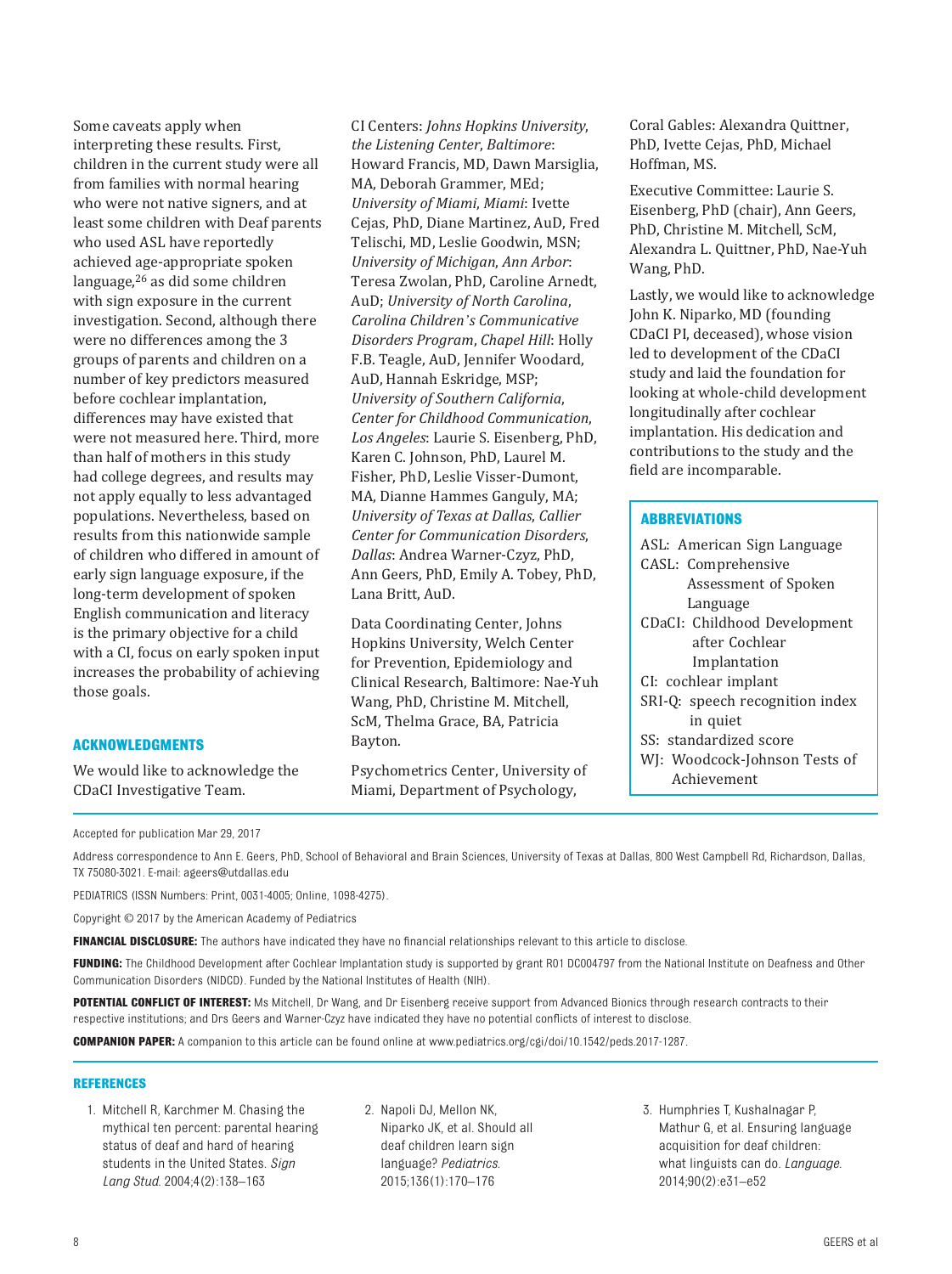Some caveats apply when interpreting these results. First, children in the current study were all from families with normal hearing who were not native signers, and at least some children with Deaf parents who used ASL have reportedly achieved age-appropriate spoken language,[26] as did some children with sign exposure in the current investigation. Second, although there were no differences among the 3 groups of parents and children on a number of key predictors measured before cochlear implantation, differences may have existed that were not measured here. Third, more than half of mothers in this study had college degrees, and results may not apply equally to less advantaged populations. Nevertheless, based on results from this nationwide sample of children who differed in amount of early sign language exposure, if the long-term development of spoken English communication and literacy is the primary objective for a child with a CI, focus on early spoken input increases the probability of achieving those goals.

## ACKNOWLEDGMENTS

We would like to acknowledge the CDaCI Investigative Team.

CI Centers: *Johns Hopkins University, the Listening Center, Baltimore*: Howard Francis, MD, Dawn Marsiglia, MA, Deborah Grammer, MEd; *University of Miami, Miami*: Ivette Cejas, PhD, Diane Martinez, AuD, Fred Telischi, MD, Leslie Goodwin, MSN; *University of Michigan, Ann Arbor*: Teresa Zwolan, PhD, Caroline Arnedt, AuD; *University of North Carolina, Carolina Children's Communicative Disorders Program, Chapel Hill*: Holly F.B. Teagle, AuD, Jennifer Woodard, AuD, Hannah Eskridge, MSP; *University of Southern California, Center for Childhood Communication, Los Angeles*: Laurie S. Eisenberg, PhD, Karen C. Johnson, PhD, Laurel M. Fisher, PhD, Leslie Visser-Dumont, MA, Dianne Hammes Ganguly, MA; *University of Texas at Dallas, Callier Center for Communication Disorders, Dallas*: Andrea Warner-Czyz, PhD, Ann Geers, PhD, Emily A. Tobey, PhD, Lana Britt, AuD.

Data Coordinating Center, Johns Hopkins University, Welch Center for Prevention, Epidemiology and Clinical Research, Baltimore: Nae-Yuh Wang, PhD, Christine M. Mitchell, ScM, Thelma Grace, BA, Patricia Bayton.

Psychometrics Center, University of Miami, Department of Psychology, Coral Gables: Alexandra Quittner, PhD, Ivette Cejas, PhD, Michael Hoffman, MS.

Executive Committee: Laurie S. Eisenberg, PhD (chair), Ann Geers, PhD, Christine M. Mitchell, ScM, Alexandra L. Quittner, PhD, Nae-Yuh Wang, PhD.

Lastly, we would like to acknowledge John K. Niparko, MD (founding CDaCI PI, deceased), whose vision led to development of the CDaCI study and laid the foundation for looking at whole-child development longitudinally after cochlear implantation. His dedication and contributions to the study and the field are incomparable.

## ABBREVIATIONS

ASL: American Sign Language
CASL: Comprehensive Assessment of Spoken Language
CDaCI: Childhood Development after Cochlear Implantation
CI: cochlear implant
SRI-Q: speech recognition index in quiet
SS: standardized score
WJ: Woodcock-Johnson Tests of Achievement

Accepted for publication Mar 29, 2017

Address correspondence to Ann E. Geers, PhD, School of Behavioral and Brain Sciences, University of Texas at Dallas, 800 West Campbell Rd, Richardson, Dallas, TX 75080-3021. E-mail: ageers@utdallas.edu

PEDIATRICS (ISSN Numbers: Print, 0031-4005; Online, 1098-4275).

Copyright © 2017 by the American Academy of Pediatrics

**FINANCIAL DISCLOSURE:** The authors have indicated they have no financial relationships relevant to this article to disclose.

**FUNDING:** The Childhood Development after Cochlear Implantation study is supported by grant R01 DC004797 from the National Institute on Deafness and Other Communication Disorders (NIDCD). Funded by the National Institutes of Health (NIH).

**POTENTIAL CONFLICT OF INTEREST:** Ms Mitchell, Dr Wang, and Dr Eisenberg receive support from Advanced Bionics through research contracts to their respective institutions; and Drs Geers and Warner-Czyz have indicated they have no potential conflicts of interest to disclose.

**COMPANION PAPER:** A companion to this article can be found online at www.pediatrics.org/cgi/doi/10.1542/peds.2017-1287.

## REFERENCES

1. Mitchell R, Karchmer M. Chasing the mythical ten percent: parental hearing status of deaf and hard of hearing students in the United States. *Sign Lang Stud*. 2004;4(2):138–163
2. Napoli DJ, Mellon NK, Niparko JK, et al. Should all deaf children learn sign language? *Pediatrics*. 2015;136(1):170–176
3. Humphries T, Kushalnagar P, Mathur G, et al. Ensuring language acquisition for deaf children: what linguists can do. *Language*. 2014;90(2):e31–e52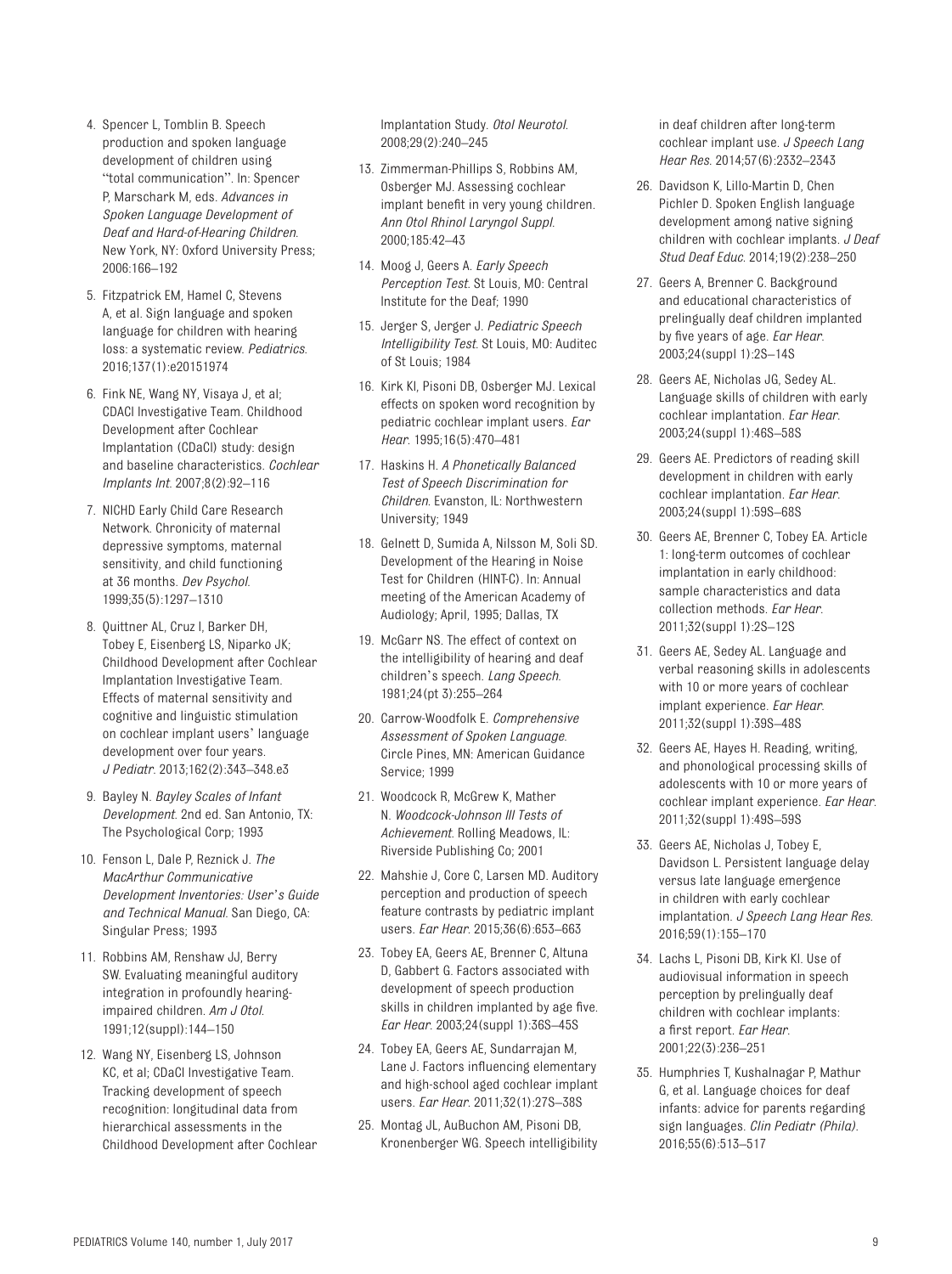4. Spencer L, Tomblin B. Speech production and spoken language development of children using "total communication". In: Spencer P, Marschark M, eds. *Advances in Spoken Language Development of Deaf and Hard-of-Hearing Children*. New York, NY: Oxford University Press; 2006:166–192
5. Fitzpatrick EM, Hamel C, Stevens A, et al. Sign language and spoken language for children with hearing loss: a systematic review. *Pediatrics*. 2016;137(1):e20151974
6. Fink NE, Wang NY, Visaya J, et al; CDACI Investigative Team. Childhood Development after Cochlear Implantation (CDaCI) study: design and baseline characteristics. *Cochlear Implants Int*. 2007;8(2):92–116
7. NICHD Early Child Care Research Network. Chronicity of maternal depressive symptoms, maternal sensitivity, and child functioning at 36 months. *Dev Psychol*. 1999;35(5):1297–1310
8. Quittner AL, Cruz I, Barker DH, Tobey E, Eisenberg LS, Niparko JK; Childhood Development after Cochlear Implantation Investigative Team. Effects of maternal sensitivity and cognitive and linguistic stimulation on cochlear implant users' language development over four years. *J Pediatr*. 2013;162(2):343–348.e3
9. Bayley N. *Bayley Scales of Infant Development*. 2nd ed. San Antonio, TX: The Psychological Corp; 1993
10. Fenson L, Dale P, Reznick J. *The MacArthur Communicative Development Inventories: User's Guide and Technical Manual*. San Diego, CA: Singular Press; 1993
11. Robbins AM, Renshaw JJ, Berry SW. Evaluating meaningful auditory integration in profoundly hearing-impaired children. *Am J Otol*. 1991;12(suppl):144–150
12. Wang NY, Eisenberg LS, Johnson KC, et al; CDaCI Investigative Team. Tracking development of speech recognition: longitudinal data from hierarchical assessments in the Childhood Development after Cochlear Implantation Study. *Otol Neurotol*. 2008;29(2):240–245
13. Zimmerman-Phillips S, Robbins AM, Osberger MJ. Assessing cochlear implant benefit in very young children. *Ann Otol Rhinol Laryngol Suppl*. 2000;185:42–43
14. Moog J, Geers A. *Early Speech Perception Test*. St Louis, MO: Central Institute for the Deaf; 1990
15. Jerger S, Jerger J. *Pediatric Speech Intelligibility Test*. St Louis, MO: Auditec of St Louis; 1984
16. Kirk KI, Pisoni DB, Osberger MJ. Lexical effects on spoken word recognition by pediatric cochlear implant users. *Ear Hear*. 1995;16(5):470–481
17. Haskins H. *A Phonetically Balanced Test of Speech Discrimination for Children*. Evanston, IL: Northwestern University; 1949
18. Gelnett D, Sumida A, Nilsson M, Soli SD. Development of the Hearing in Noise Test for Children (HINT-C). In: Annual meeting of the American Academy of Audiology; April, 1995; Dallas, TX
19. McGarr NS. The effect of context on the intelligibility of hearing and deaf children's speech. *Lang Speech*. 1981;24(pt 3):255–264
20. Carrow-Woodfolk E. *Comprehensive Assessment of Spoken Language*. Circle Pines, MN: American Guidance Service; 1999
21. Woodcock R, McGrew K, Mather N. *Woodcock-Johnson III Tests of Achievement*. Rolling Meadows, IL: Riverside Publishing Co; 2001
22. Mahshie J, Core C, Larsen MD. Auditory perception and production of speech feature contrasts by pediatric implant users. *Ear Hear*. 2015;36(6):653–663
23. Tobey EA, Geers AE, Brenner C, Altuna D, Gabbert G. Factors associated with development of speech production skills in children implanted by age five. *Ear Hear*. 2003;24(suppl 1):36S–45S
24. Tobey EA, Geers AE, Sundarrajan M, Lane J. Factors influencing elementary and high-school aged cochlear implant users. *Ear Hear*. 2011;32(1):27S–38S
25. Montag JL, AuBuchon AM, Pisoni DB, Kronenberger WG. Speech intelligibility in deaf children after long-term cochlear implant use. *J Speech Lang Hear Res*. 2014;57(6):2332–2343
26. Davidson K, Lillo-Martin D, Chen Pichler D. Spoken English language development among native signing children with cochlear implants. *J Deaf Stud Deaf Educ*. 2014;19(2):238–250
27. Geers A, Brenner C. Background and educational characteristics of prelingually deaf children implanted by five years of age. *Ear Hear*. 2003;24(suppl 1):2S–14S
28. Geers AE, Nicholas JG, Sedey AL. Language skills of children with early cochlear implantation. *Ear Hear*. 2003;24(suppl 1):46S–58S
29. Geers AE. Predictors of reading skill development in children with early cochlear implantation. *Ear Hear*. 2003;24(suppl 1):59S–68S
30. Geers AE, Brenner C, Tobey EA. Article 1: long-term outcomes of cochlear implantation in early childhood: sample characteristics and data collection methods. *Ear Hear*. 2011;32(suppl 1):2S–12S
31. Geers AE, Sedey AL. Language and verbal reasoning skills in adolescents with 10 or more years of cochlear implant experience. *Ear Hear*. 2011;32(suppl 1):39S–48S
32. Geers AE, Hayes H. Reading, writing, and phonological processing skills of adolescents with 10 or more years of cochlear implant experience. *Ear Hear*. 2011;32(suppl 1):49S–59S
33. Geers AE, Nicholas J, Tobey E, Davidson L. Persistent language delay versus late language emergence in children with early cochlear implantation. *J Speech Lang Hear Res*. 2016;59(1):155–170
34. Lachs L, Pisoni DB, Kirk KI. Use of audiovisual information in speech perception by prelingually deaf children with cochlear implants: a first report. *Ear Hear*. 2001;22(3):236–251
35. Humphries T, Kushalnagar P, Mathur G, et al. Language choices for deaf infants: advice for parents regarding sign languages. *Clin Pediatr (Phila)*. 2016;55(6):513–517